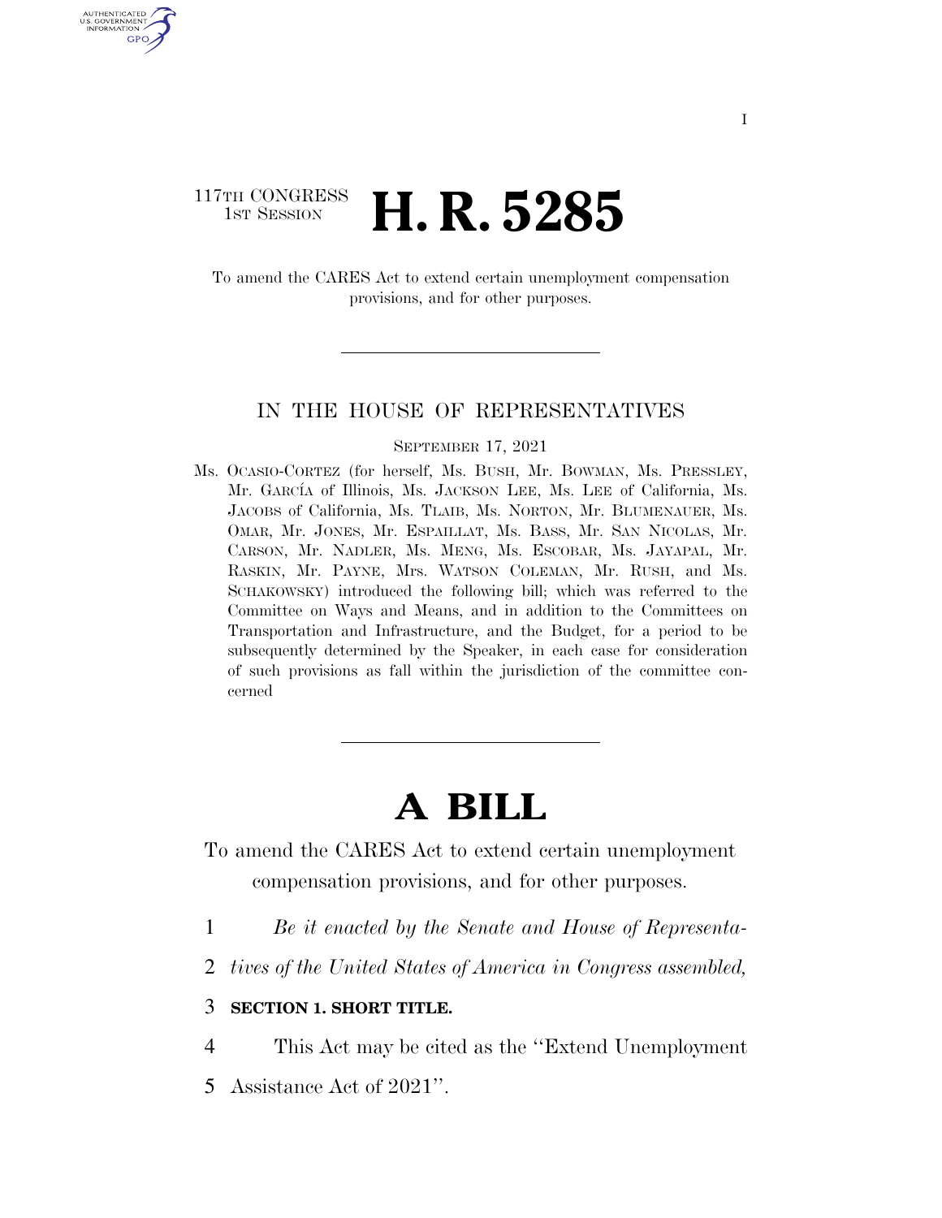117TH CONGRESS
1ST SESSION

# H. R. 5285

To amend the CARES Act to extend certain unemployment compensation provisions, and for other purposes.

---

IN THE HOUSE OF REPRESENTATIVES

SEPTEMBER 17, 2021

Ms. OCASIO-CORTEZ (for herself, Ms. BUSH, Mr. BOWMAN, Ms. PRESSLEY, Mr. GARCÍA of Illinois, Ms. JACKSON LEE, Ms. LEE of California, Ms. JACOBS of California, Ms. TLAIB, Ms. NORTON, Mr. BLUMENAUER, Ms. OMAR, Mr. JONES, Mr. ESPAILLAT, Ms. BASS, Mr. SAN NICOLAS, Mr. CARSON, Mr. NADLER, Ms. MENG, Ms. ESCOBAR, Ms. JAYAPAL, Mr. RASKIN, Mr. PAYNE, Mrs. WATSON COLEMAN, Mr. RUSH, and Ms. SCHAKOWSKY) introduced the following bill; which was referred to the Committee on Ways and Means, and in addition to the Committees on Transportation and Infrastructure, and the Budget, for a period to be subsequently determined by the Speaker, in each case for consideration of such provisions as fall within the jurisdiction of the committee concerned

---

# A BILL

To amend the CARES Act to extend certain unemployment compensation provisions, and for other purposes.

1 *Be it enacted by the Senate and House of Representa-*
2 *tives of the United States of America in Congress assembled,*

3 **SECTION 1. SHORT TITLE.**

4 This Act may be cited as the ''Extend Unemployment
5 Assistance Act of 2021''.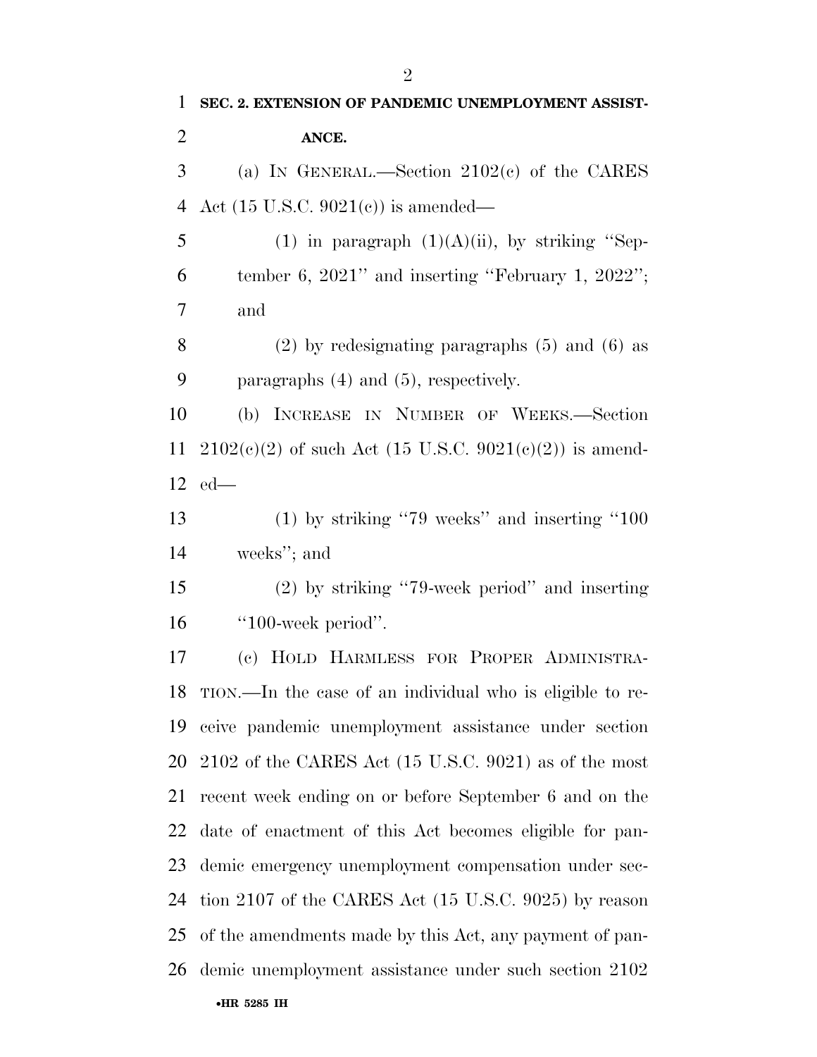**SEC. 2. EXTENSION OF PANDEMIC UNEMPLOYMENT ASSISTANCE.**

(a) IN GENERAL.—Section 2102(c) of the CARES Act (15 U.S.C. 9021(c)) is amended—

(1) in paragraph (1)(A)(ii), by striking ''September 6, 2021'' and inserting ''February 1, 2022''; and

(2) by redesignating paragraphs (5) and (6) as paragraphs (4) and (5), respectively.

(b) INCREASE IN NUMBER OF WEEKS.—Section 2102(c)(2) of such Act (15 U.S.C. 9021(c)(2)) is amended—

(1) by striking ''79 weeks'' and inserting ''100 weeks''; and

(2) by striking ''79-week period'' and inserting ''100-week period''.

(c) HOLD HARMLESS FOR PROPER ADMINISTRATION.—In the case of an individual who is eligible to receive pandemic unemployment assistance under section 2102 of the CARES Act (15 U.S.C. 9021) as of the most recent week ending on or before September 6 and on the date of enactment of this Act becomes eligible for pandemic emergency unemployment compensation under section 2107 of the CARES Act (15 U.S.C. 9025) by reason of the amendments made by this Act, any payment of pandemic unemployment assistance under such section 2102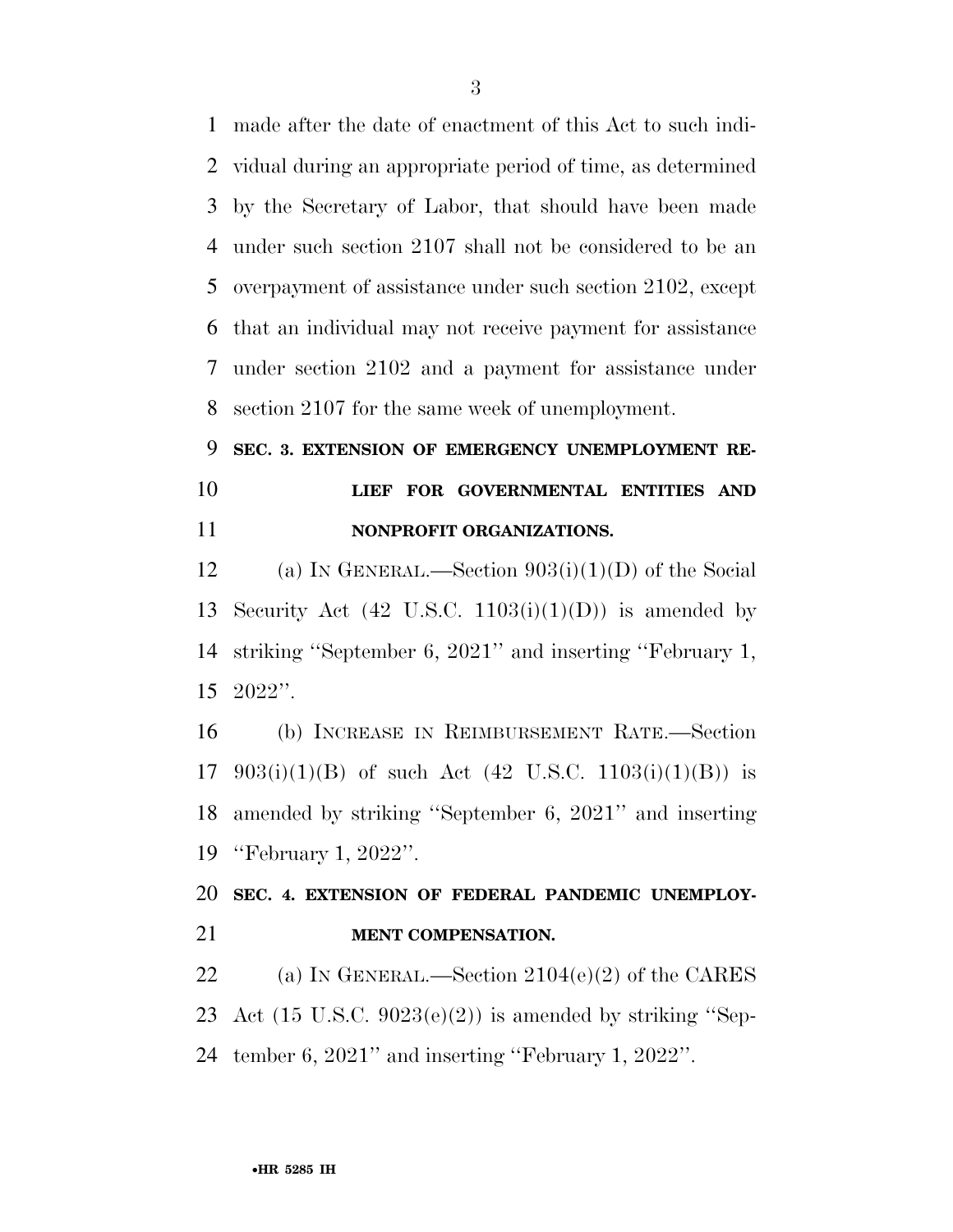made after the date of enactment of this Act to such individual during an appropriate period of time, as determined by the Secretary of Labor, that should have been made under such section 2107 shall not be considered to be an overpayment of assistance under such section 2102, except that an individual may not receive payment for assistance under section 2102 and a payment for assistance under section 2107 for the same week of unemployment.

**SEC. 3. EXTENSION OF EMERGENCY UNEMPLOYMENT RELIEF FOR GOVERNMENTAL ENTITIES AND NONPROFIT ORGANIZATIONS.**

(a) IN GENERAL.—Section 903(i)(1)(D) of the Social Security Act (42 U.S.C. 1103(i)(1)(D)) is amended by striking ''September 6, 2021'' and inserting ''February 1, 2022''.

(b) INCREASE IN REIMBURSEMENT RATE.—Section 903(i)(1)(B) of such Act (42 U.S.C. 1103(i)(1)(B)) is amended by striking ''September 6, 2021'' and inserting ''February 1, 2022''.

**SEC. 4. EXTENSION OF FEDERAL PANDEMIC UNEMPLOYMENT COMPENSATION.**

(a) IN GENERAL.—Section 2104(e)(2) of the CARES Act (15 U.S.C. 9023(e)(2)) is amended by striking ''September 6, 2021'' and inserting ''February 1, 2022''.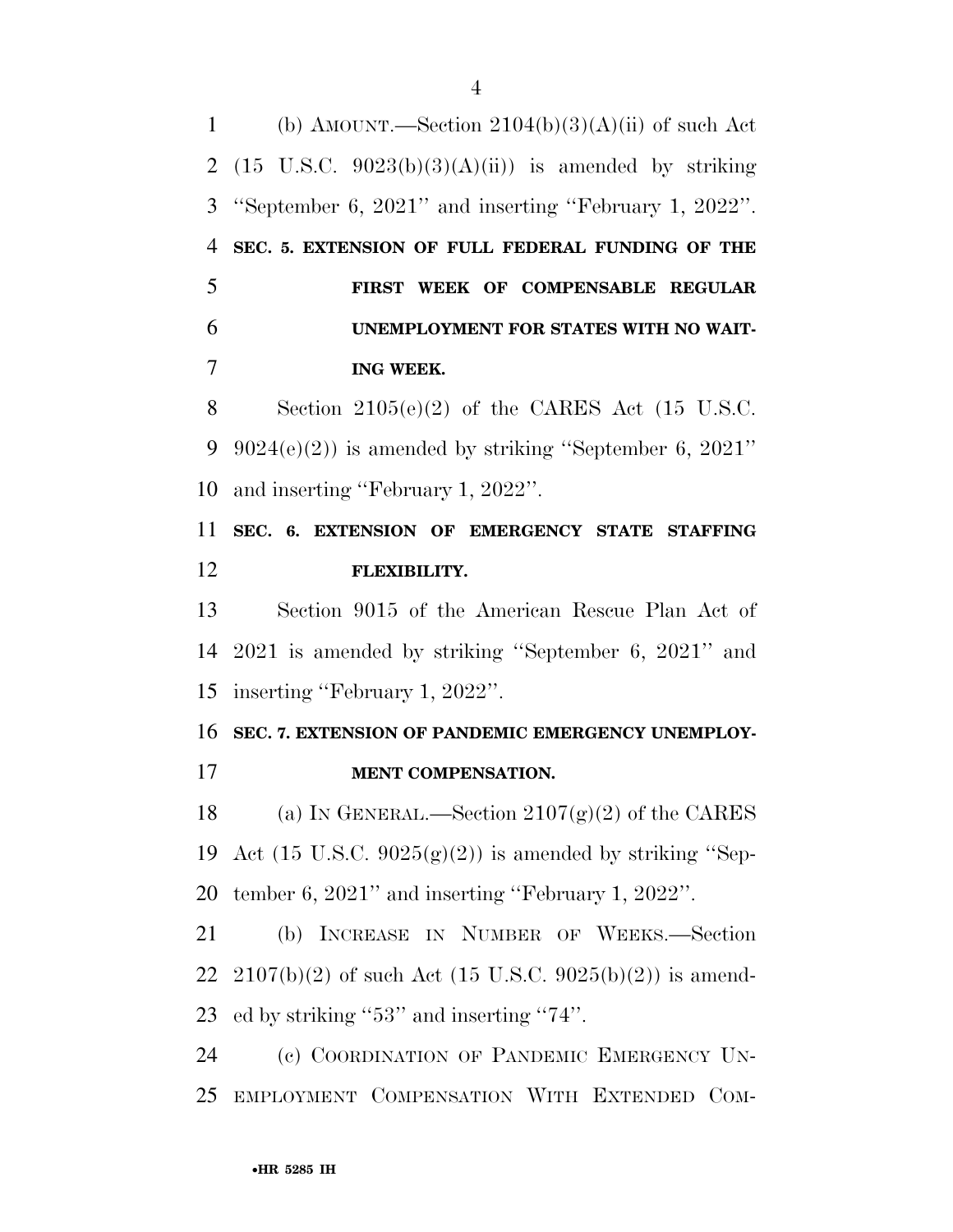(b) AMOUNT.—Section 2104(b)(3)(A)(ii) of such Act (15 U.S.C. 9023(b)(3)(A)(ii)) is amended by striking ''September 6, 2021'' and inserting ''February 1, 2022''.

**SEC. 5. EXTENSION OF FULL FEDERAL FUNDING OF THE FIRST WEEK OF COMPENSABLE REGULAR UNEMPLOYMENT FOR STATES WITH NO WAITING WEEK.**

Section 2105(e)(2) of the CARES Act (15 U.S.C. 9024(e)(2)) is amended by striking ''September 6, 2021'' and inserting ''February 1, 2022''.

**SEC. 6. EXTENSION OF EMERGENCY STATE STAFFING FLEXIBILITY.**

Section 9015 of the American Rescue Plan Act of 2021 is amended by striking ''September 6, 2021'' and inserting ''February 1, 2022''.

**SEC. 7. EXTENSION OF PANDEMIC EMERGENCY UNEMPLOYMENT COMPENSATION.**

(a) IN GENERAL.—Section 2107(g)(2) of the CARES Act (15 U.S.C. 9025(g)(2)) is amended by striking ''September 6, 2021'' and inserting ''February 1, 2022''.

(b) INCREASE IN NUMBER OF WEEKS.—Section 2107(b)(2) of such Act (15 U.S.C. 9025(b)(2)) is amended by striking ''53'' and inserting ''74''.

(c) COORDINATION OF PANDEMIC EMERGENCY UNEMPLOYMENT COMPENSATION WITH EXTENDED COM-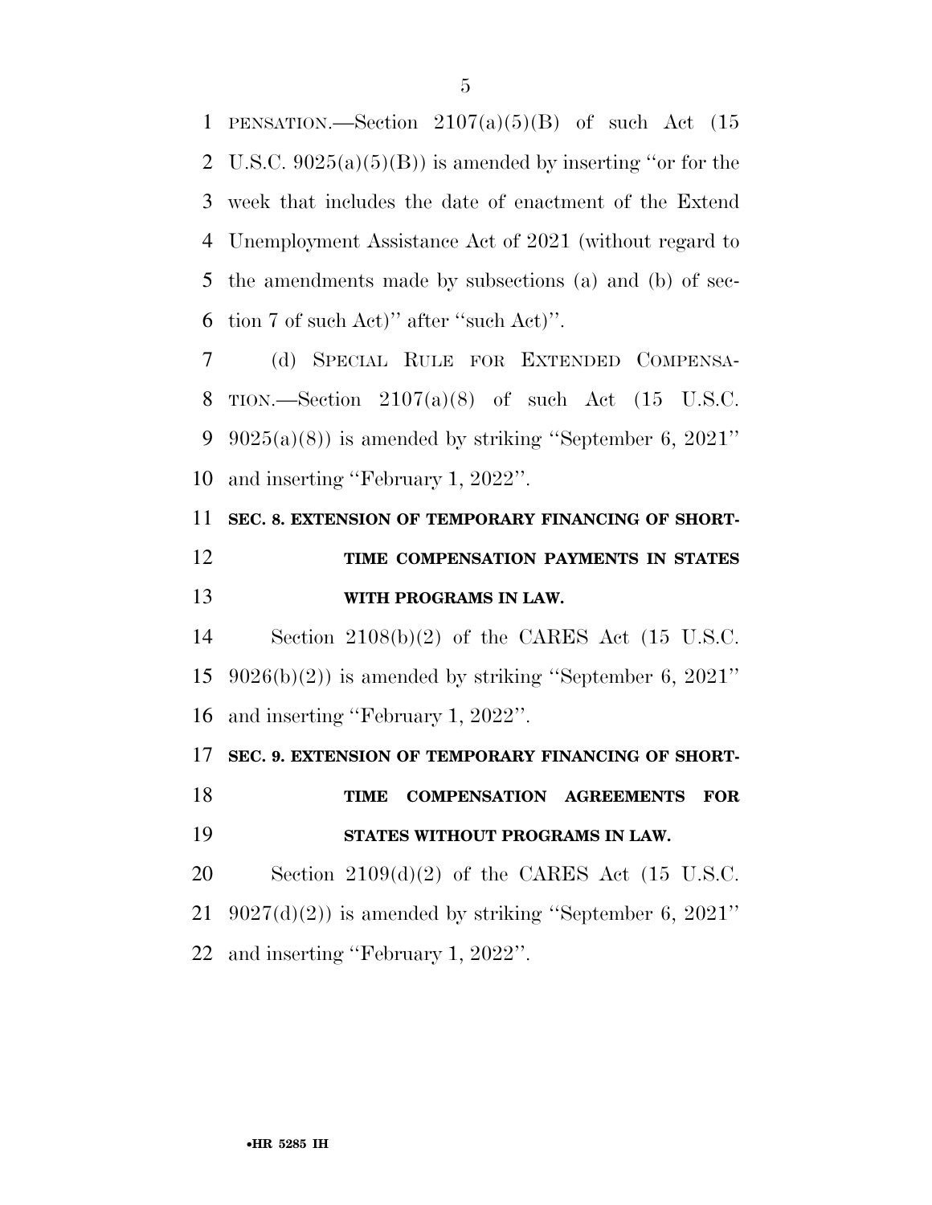PENSATION.—Section 2107(a)(5)(B) of such Act (15 U.S.C. 9025(a)(5)(B)) is amended by inserting ''or for the week that includes the date of enactment of the Extend Unemployment Assistance Act of 2021 (without regard to the amendments made by subsections (a) and (b) of section 7 of such Act)'' after ''such Act)''.

(d) SPECIAL RULE FOR EXTENDED COMPENSATION.—Section 2107(a)(8) of such Act (15 U.S.C. 9025(a)(8)) is amended by striking ''September 6, 2021'' and inserting ''February 1, 2022''.

**SEC. 8. EXTENSION OF TEMPORARY FINANCING OF SHORT-TIME COMPENSATION PAYMENTS IN STATES WITH PROGRAMS IN LAW.**

Section 2108(b)(2) of the CARES Act (15 U.S.C. 9026(b)(2)) is amended by striking ''September 6, 2021'' and inserting ''February 1, 2022''.

**SEC. 9. EXTENSION OF TEMPORARY FINANCING OF SHORT-TIME COMPENSATION AGREEMENTS FOR STATES WITHOUT PROGRAMS IN LAW.**

Section 2109(d)(2) of the CARES Act (15 U.S.C. 9027(d)(2)) is amended by striking ''September 6, 2021'' and inserting ''February 1, 2022''.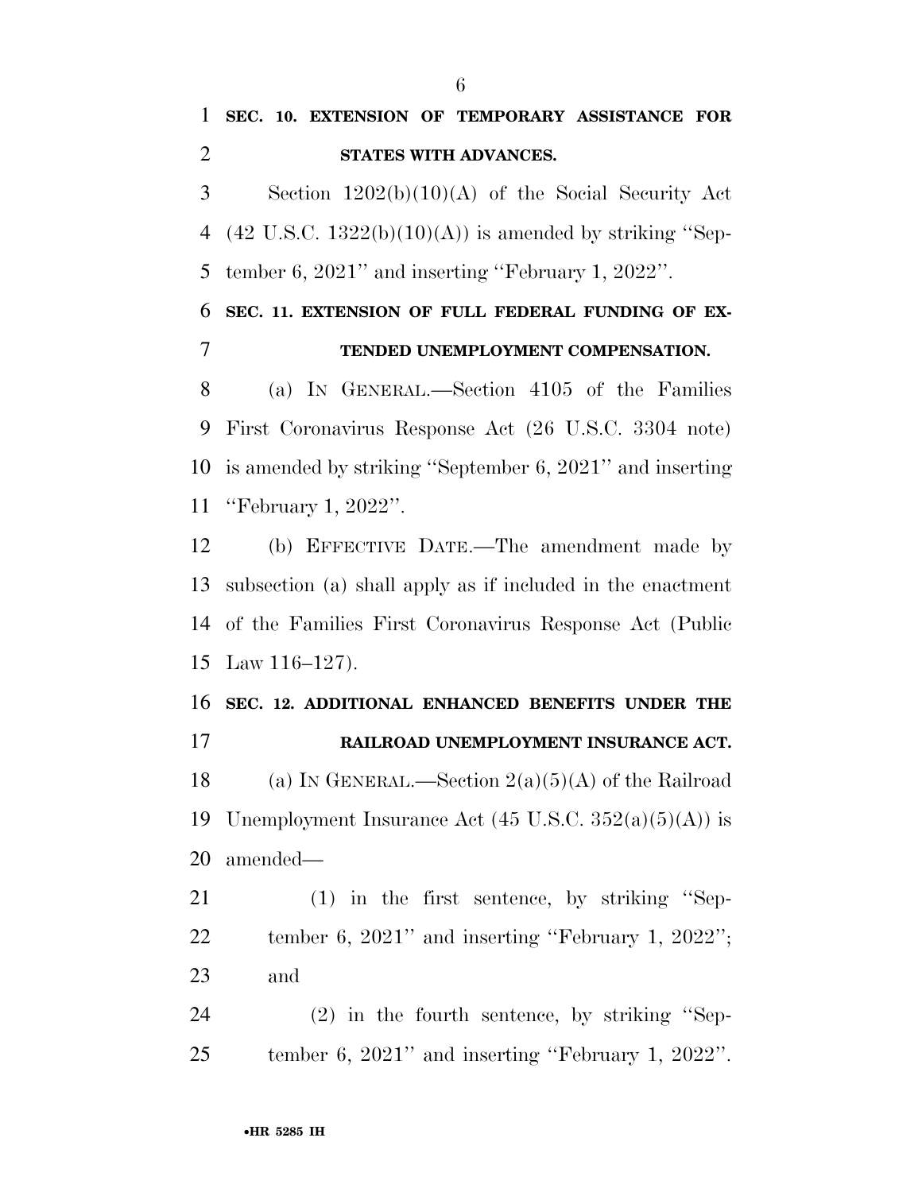**SEC. 10. EXTENSION OF TEMPORARY ASSISTANCE FOR STATES WITH ADVANCES.**

Section 1202(b)(10)(A) of the Social Security Act (42 U.S.C. 1322(b)(10)(A)) is amended by striking ''September 6, 2021'' and inserting ''February 1, 2022''.

**SEC. 11. EXTENSION OF FULL FEDERAL FUNDING OF EXTENDED UNEMPLOYMENT COMPENSATION.**

(a) IN GENERAL.—Section 4105 of the Families First Coronavirus Response Act (26 U.S.C. 3304 note) is amended by striking ''September 6, 2021'' and inserting ''February 1, 2022''.

(b) EFFECTIVE DATE.—The amendment made by subsection (a) shall apply as if included in the enactment of the Families First Coronavirus Response Act (Public Law 116–127).

**SEC. 12. ADDITIONAL ENHANCED BENEFITS UNDER THE RAILROAD UNEMPLOYMENT INSURANCE ACT.**

(a) IN GENERAL.—Section 2(a)(5)(A) of the Railroad Unemployment Insurance Act (45 U.S.C. 352(a)(5)(A)) is amended—

(1) in the first sentence, by striking ''September 6, 2021'' and inserting ''February 1, 2022''; and

(2) in the fourth sentence, by striking ''September 6, 2021'' and inserting ''February 1, 2022''.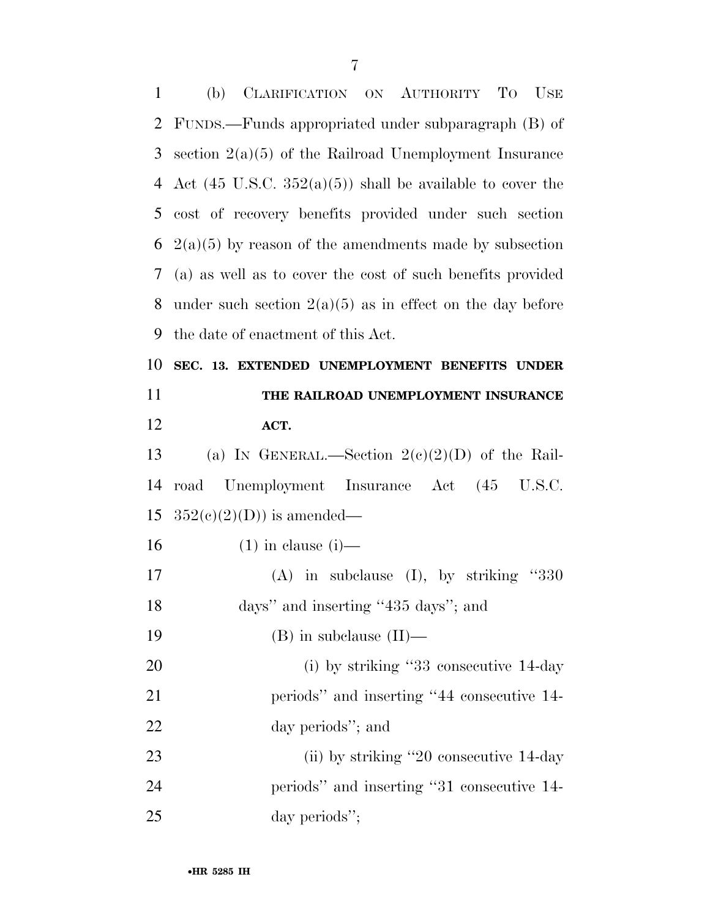(b) CLARIFICATION ON AUTHORITY TO USE FUNDS.—Funds appropriated under subparagraph (B) of section 2(a)(5) of the Railroad Unemployment Insurance Act (45 U.S.C. 352(a)(5)) shall be available to cover the cost of recovery benefits provided under such section 2(a)(5) by reason of the amendments made by subsection (a) as well as to cover the cost of such benefits provided under such section 2(a)(5) as in effect on the day before the date of enactment of this Act.

**SEC. 13. EXTENDED UNEMPLOYMENT BENEFITS UNDER THE RAILROAD UNEMPLOYMENT INSURANCE ACT.**

(a) IN GENERAL.—Section 2(c)(2)(D) of the Railroad Unemployment Insurance Act (45 U.S.C. 352(c)(2)(D)) is amended—

(1) in clause (i)—

(A) in subclause (I), by striking "330 days" and inserting "435 days"; and

(B) in subclause (II)—

(i) by striking "33 consecutive 14-day periods" and inserting "44 consecutive 14-day periods"; and

(ii) by striking "20 consecutive 14-day periods" and inserting "31 consecutive 14-day periods";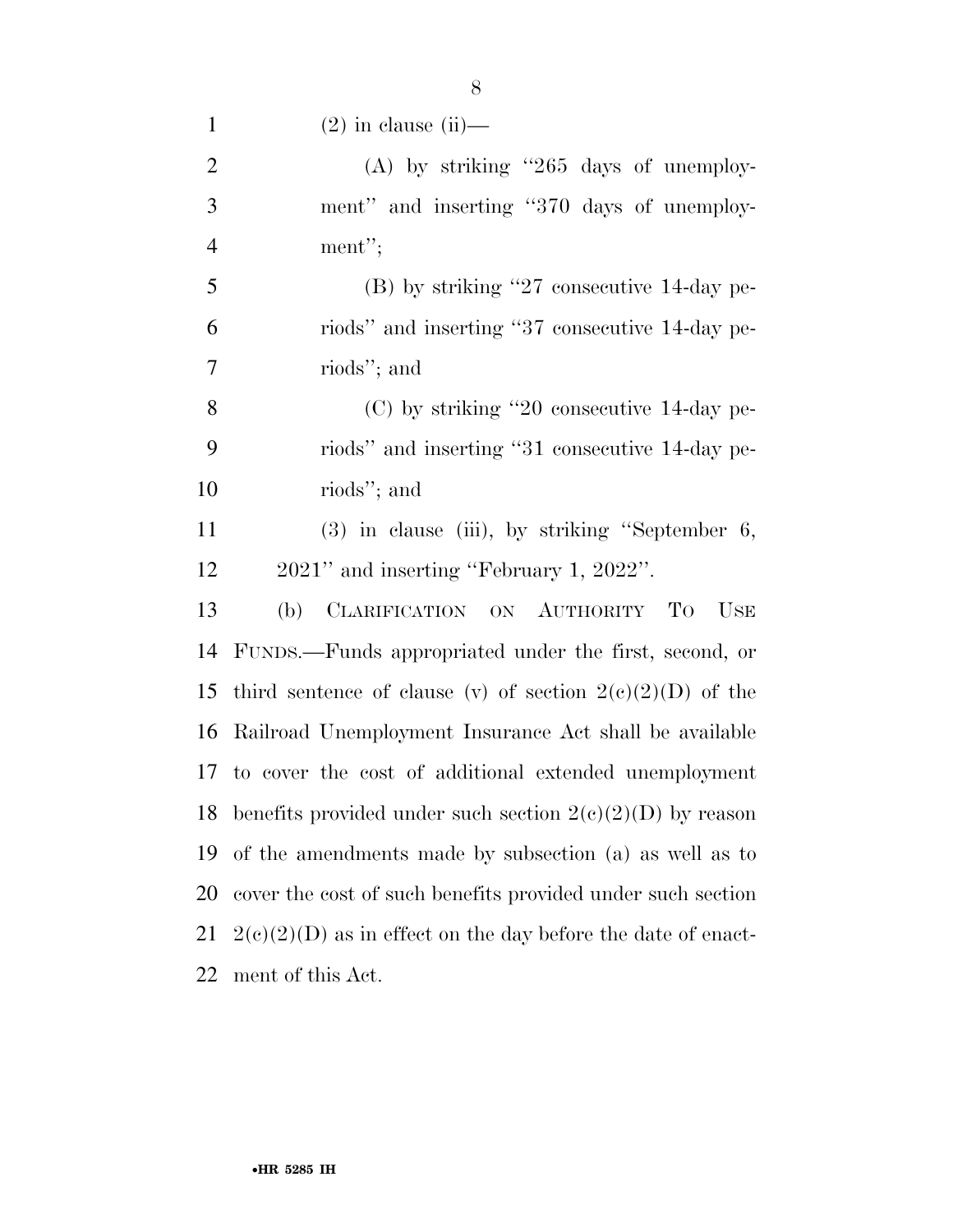(2) in clause (ii)—

(A) by striking "265 days of unemployment" and inserting "370 days of unemployment";

(B) by striking "27 consecutive 14-day periods" and inserting "37 consecutive 14-day periods"; and

(C) by striking "20 consecutive 14-day periods" and inserting "31 consecutive 14-day periods"; and

(3) in clause (iii), by striking "September 6, 2021" and inserting "February 1, 2022".

(b) CLARIFICATION ON AUTHORITY TO USE FUNDS.—Funds appropriated under the first, second, or third sentence of clause (v) of section 2(c)(2)(D) of the Railroad Unemployment Insurance Act shall be available to cover the cost of additional extended unemployment benefits provided under such section 2(c)(2)(D) by reason of the amendments made by subsection (a) as well as to cover the cost of such benefits provided under such section 2(c)(2)(D) as in effect on the day before the date of enactment of this Act.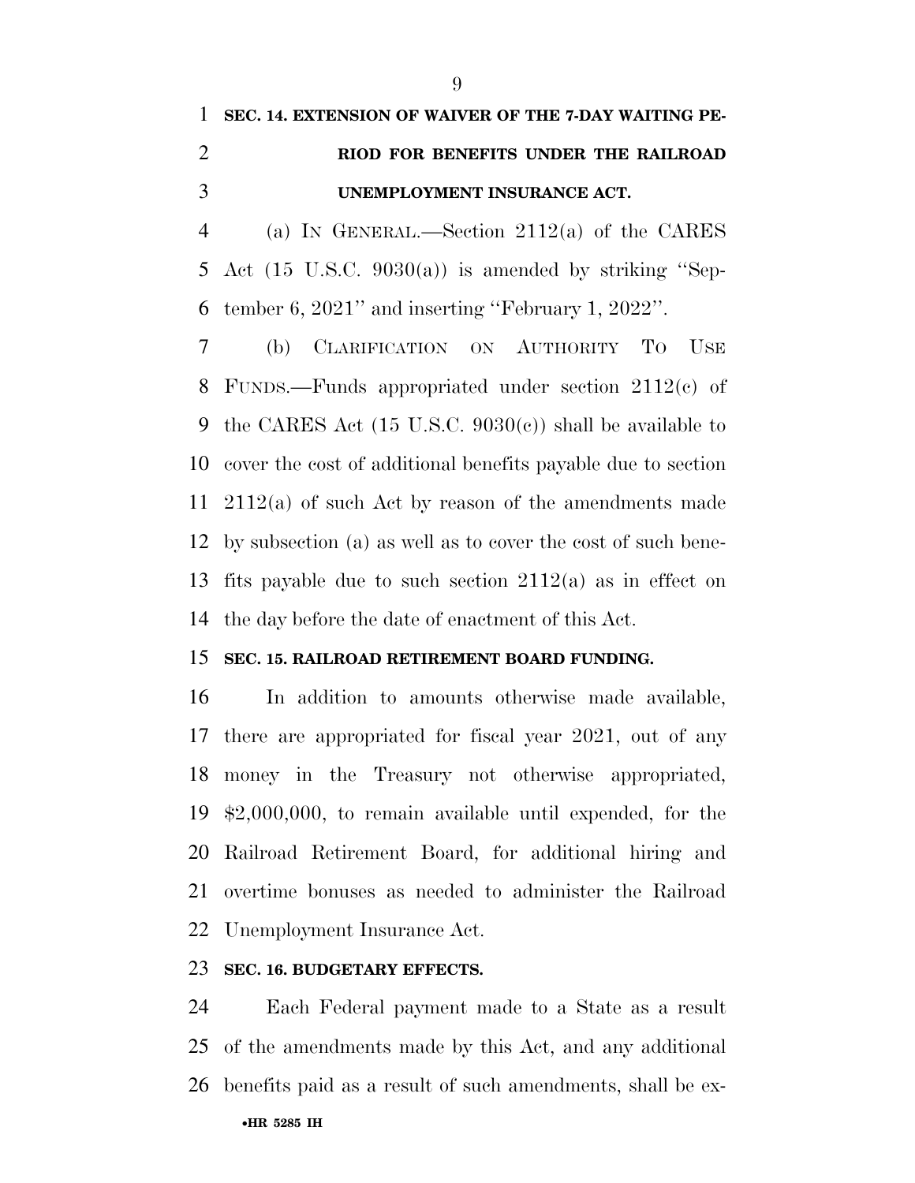**SEC. 14. EXTENSION OF WAIVER OF THE 7-DAY WAITING PERIOD FOR BENEFITS UNDER THE RAILROAD UNEMPLOYMENT INSURANCE ACT.**

(a) IN GENERAL.—Section 2112(a) of the CARES Act (15 U.S.C. 9030(a)) is amended by striking "September 6, 2021" and inserting "February 1, 2022".

(b) CLARIFICATION ON AUTHORITY TO USE FUNDS.—Funds appropriated under section 2112(c) of the CARES Act (15 U.S.C. 9030(c)) shall be available to cover the cost of additional benefits payable due to section 2112(a) of such Act by reason of the amendments made by subsection (a) as well as to cover the cost of such benefits payable due to such section 2112(a) as in effect on the day before the date of enactment of this Act.

**SEC. 15. RAILROAD RETIREMENT BOARD FUNDING.**

In addition to amounts otherwise made available, there are appropriated for fiscal year 2021, out of any money in the Treasury not otherwise appropriated, $2,000,000, to remain available until expended, for the Railroad Retirement Board, for additional hiring and overtime bonuses as needed to administer the Railroad Unemployment Insurance Act.

**SEC. 16. BUDGETARY EFFECTS.**

Each Federal payment made to a State as a result of the amendments made by this Act, and any additional benefits paid as a result of such amendments, shall be ex-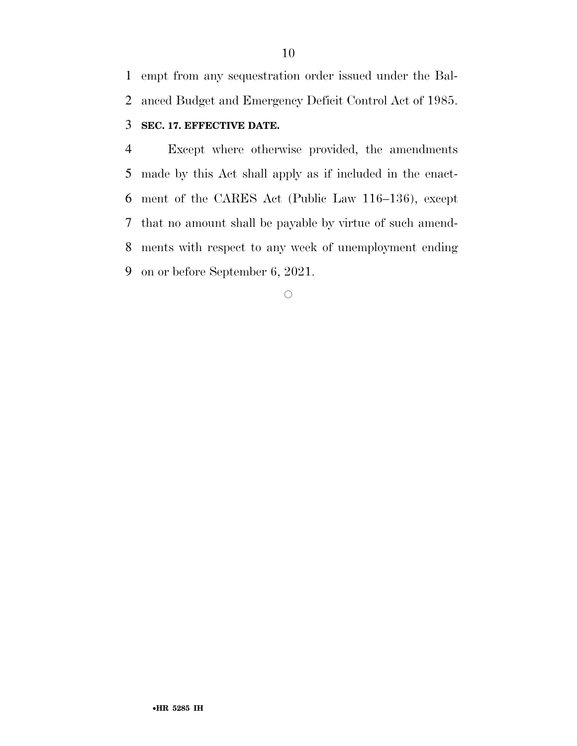empt from any sequestration order issued under the Balanced Budget and Emergency Deficit Control Act of 1985.

**SEC. 17. EFFECTIVE DATE.**

Except where otherwise provided, the amendments made by this Act shall apply as if included in the enactment of the CARES Act (Public Law 116–136), except that no amount shall be payable by virtue of such amendments with respect to any week of unemployment ending on or before September 6, 2021.

○